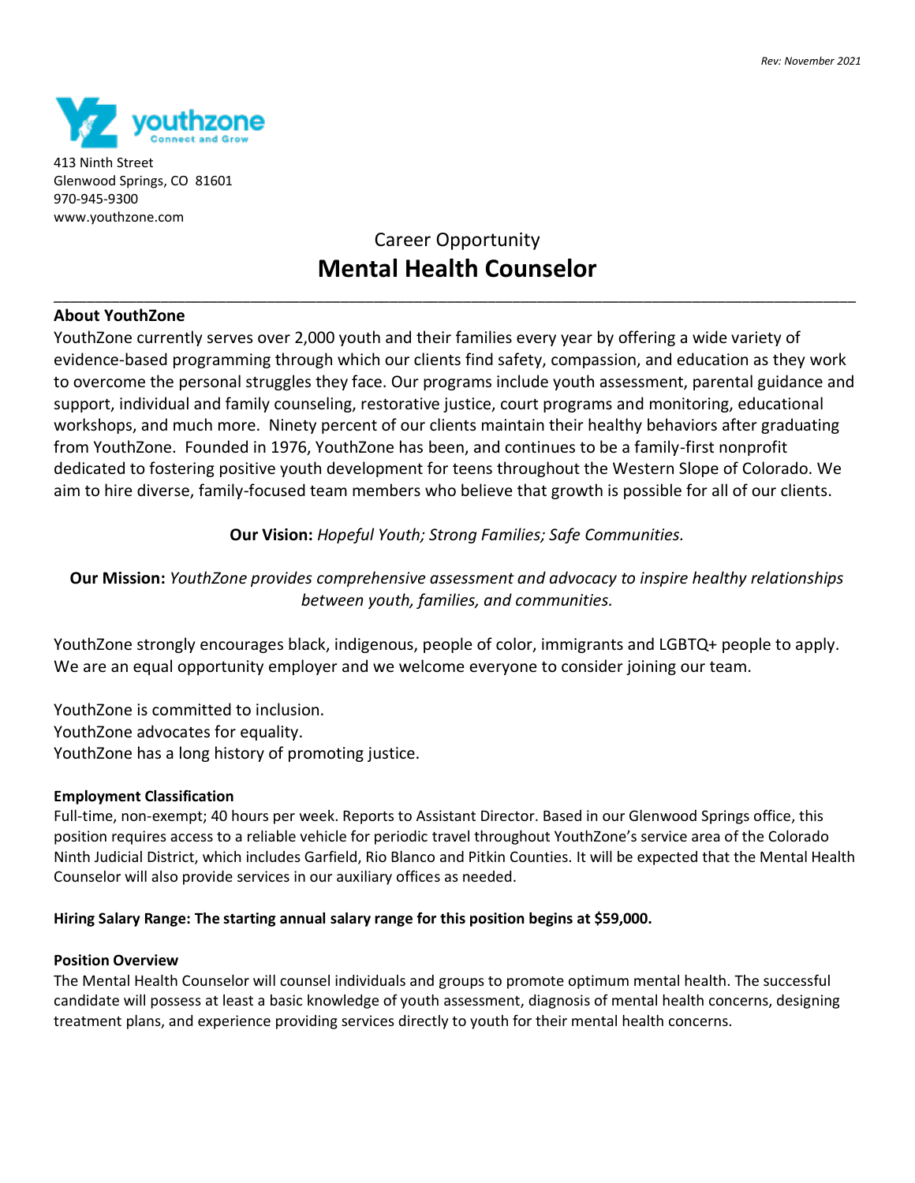Rev: November 2021

youthzone
Connect and Grow

413 Ninth Street
Glenwood Springs, CO 81601
970-945-9300
www.youthzone.com

Career Opportunity

# Mental Health Counselor

---

## About YouthZone

YouthZone currently serves over 2,000 youth and their families every year by offering a wide variety of evidence-based programming through which our clients find safety, compassion, and education as they work to overcome the personal struggles they face. Our programs include youth assessment, parental guidance and support, individual and family counseling, restorative justice, court programs and monitoring, educational workshops, and much more. Ninety percent of our clients maintain their healthy behaviors after graduating from YouthZone. Founded in 1976, YouthZone has been, and continues to be a family-first nonprofit dedicated to fostering positive youth development for teens throughout the Western Slope of Colorado. We aim to hire diverse, family-focused team members who believe that growth is possible for all of our clients.

**Our Vision:** *Hopeful Youth; Strong Families; Safe Communities.*

**Our Mission:** *YouthZone provides comprehensive assessment and advocacy to inspire healthy relationships between youth, families, and communities.*

YouthZone strongly encourages black, indigenous, people of color, immigrants and LGBTQ+ people to apply. We are an equal opportunity employer and we welcome everyone to consider joining our team.

YouthZone is committed to inclusion.
YouthZone advocates for equality.
YouthZone has a long history of promoting justice.

### Employment Classification

Full-time, non-exempt; 40 hours per week. Reports to Assistant Director. Based in our Glenwood Springs office, this position requires access to a reliable vehicle for periodic travel throughout YouthZone's service area of the Colorado Ninth Judicial District, which includes Garfield, Rio Blanco and Pitkin Counties. It will be expected that the Mental Health Counselor will also provide services in our auxiliary offices as needed.

**Hiring Salary Range: The starting annual salary range for this position begins at $59,000.**

### Position Overview

The Mental Health Counselor will counsel individuals and groups to promote optimum mental health. The successful candidate will possess at least a basic knowledge of youth assessment, diagnosis of mental health concerns, designing treatment plans, and experience providing services directly to youth for their mental health concerns.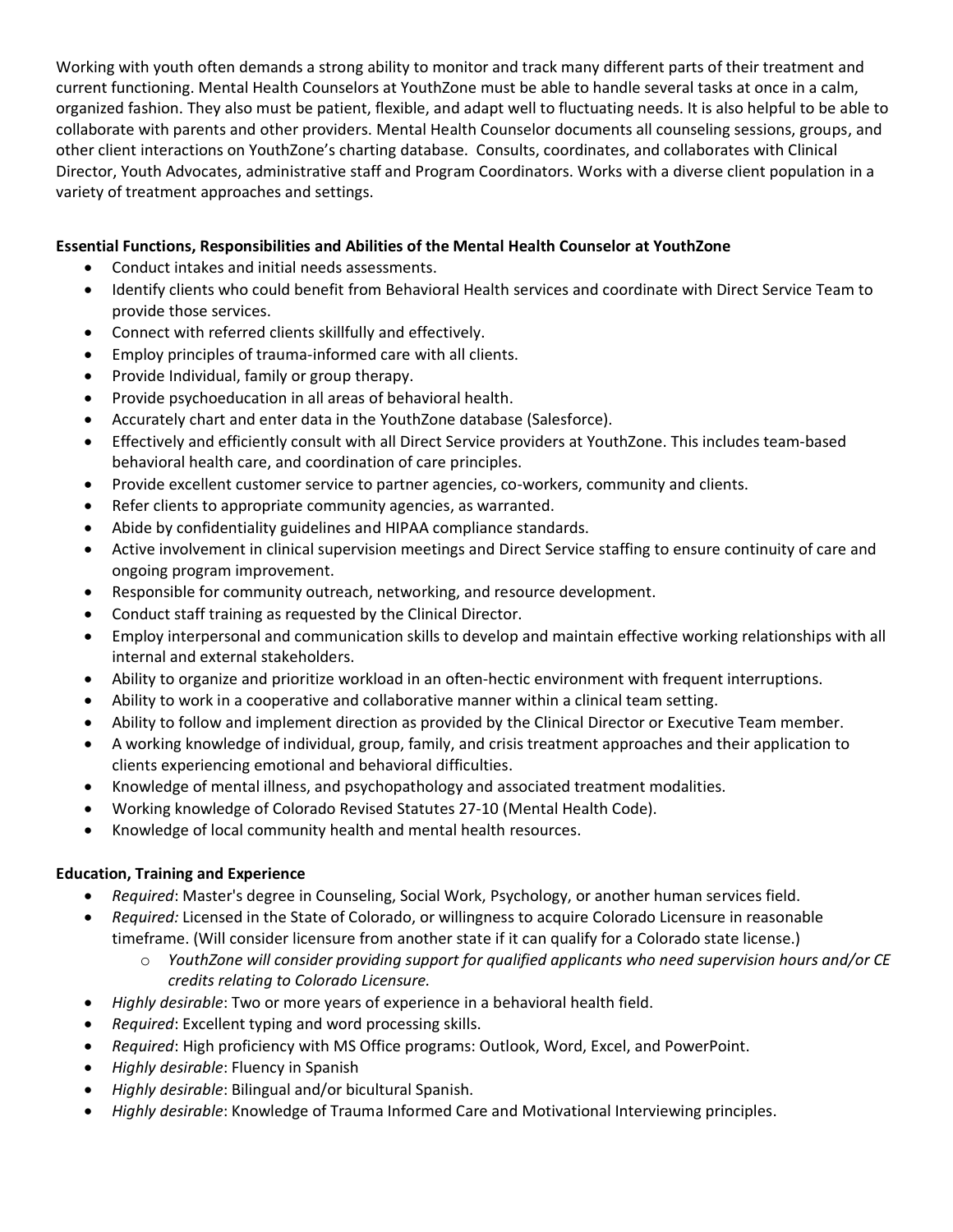Working with youth often demands a strong ability to monitor and track many different parts of their treatment and current functioning. Mental Health Counselors at YouthZone must be able to handle several tasks at once in a calm, organized fashion. They also must be patient, flexible, and adapt well to fluctuating needs. It is also helpful to be able to collaborate with parents and other providers. Mental Health Counselor documents all counseling sessions, groups, and other client interactions on YouthZone's charting database. Consults, coordinates, and collaborates with Clinical Director, Youth Advocates, administrative staff and Program Coordinators. Works with a diverse client population in a variety of treatment approaches and settings.

**Essential Functions, Responsibilities and Abilities of the Mental Health Counselor at YouthZone**

- Conduct intakes and initial needs assessments.
- Identify clients who could benefit from Behavioral Health services and coordinate with Direct Service Team to provide those services.
- Connect with referred clients skillfully and effectively.
- Employ principles of trauma-informed care with all clients.
- Provide Individual, family or group therapy.
- Provide psychoeducation in all areas of behavioral health.
- Accurately chart and enter data in the YouthZone database (Salesforce).
- Effectively and efficiently consult with all Direct Service providers at YouthZone. This includes team-based behavioral health care, and coordination of care principles.
- Provide excellent customer service to partner agencies, co-workers, community and clients.
- Refer clients to appropriate community agencies, as warranted.
- Abide by confidentiality guidelines and HIPAA compliance standards.
- Active involvement in clinical supervision meetings and Direct Service staffing to ensure continuity of care and ongoing program improvement.
- Responsible for community outreach, networking, and resource development.
- Conduct staff training as requested by the Clinical Director.
- Employ interpersonal and communication skills to develop and maintain effective working relationships with all internal and external stakeholders.
- Ability to organize and prioritize workload in an often-hectic environment with frequent interruptions.
- Ability to work in a cooperative and collaborative manner within a clinical team setting.
- Ability to follow and implement direction as provided by the Clinical Director or Executive Team member.
- A working knowledge of individual, group, family, and crisis treatment approaches and their application to clients experiencing emotional and behavioral difficulties.
- Knowledge of mental illness, and psychopathology and associated treatment modalities.
- Working knowledge of Colorado Revised Statutes 27-10 (Mental Health Code).
- Knowledge of local community health and mental health resources.

**Education, Training and Experience**

- *Required*: Master's degree in Counseling, Social Work, Psychology, or another human services field.
- *Required:* Licensed in the State of Colorado, or willingness to acquire Colorado Licensure in reasonable timeframe. (Will consider licensure from another state if it can qualify for a Colorado state license.)
  - *YouthZone will consider providing support for qualified applicants who need supervision hours and/or CE credits relating to Colorado Licensure.*
- *Highly desirable*: Two or more years of experience in a behavioral health field.
- *Required*: Excellent typing and word processing skills.
- *Required*: High proficiency with MS Office programs: Outlook, Word, Excel, and PowerPoint.
- *Highly desirable*: Fluency in Spanish
- *Highly desirable*: Bilingual and/or bicultural Spanish.
- *Highly desirable*: Knowledge of Trauma Informed Care and Motivational Interviewing principles.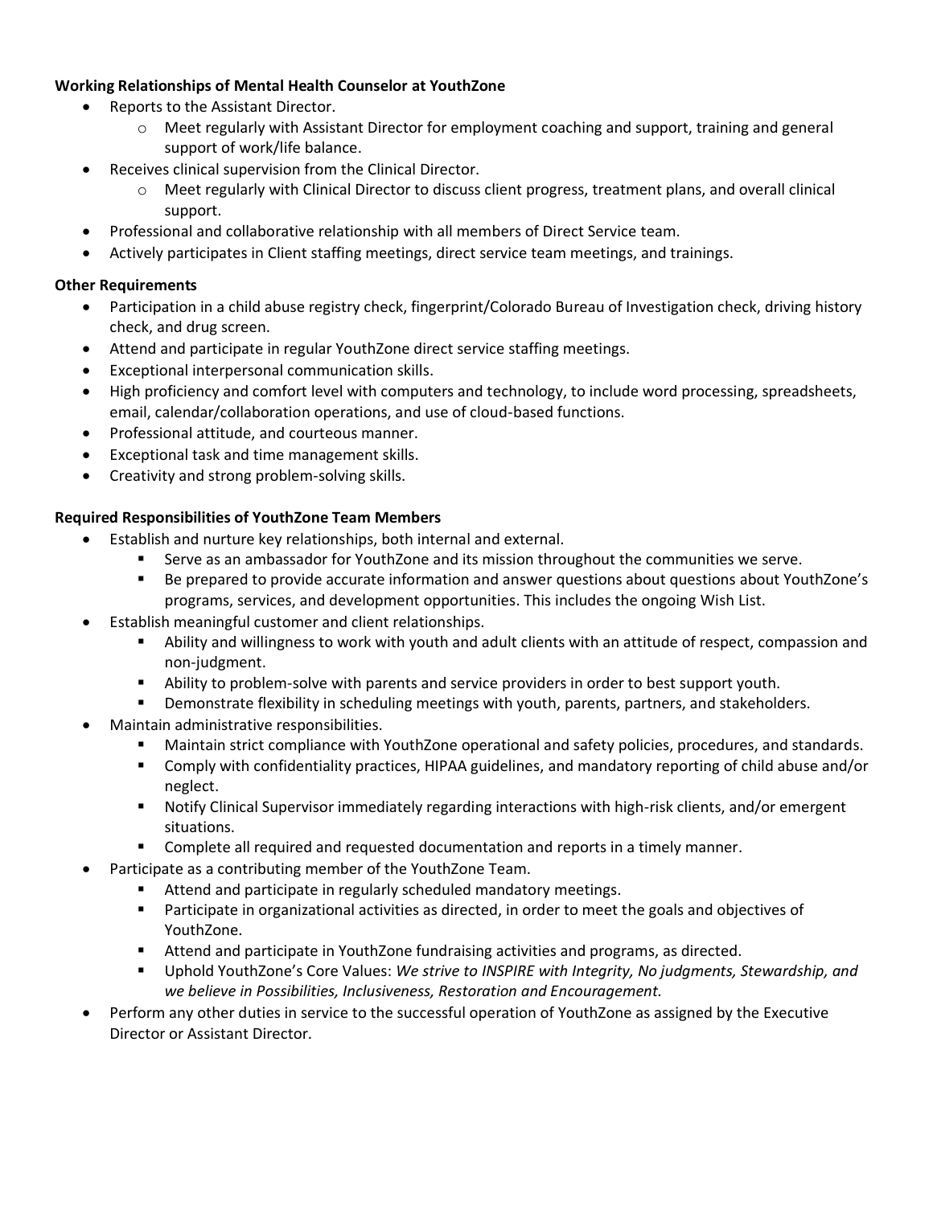**Working Relationships of Mental Health Counselor at YouthZone**

- Reports to the Assistant Director.
  - Meet regularly with Assistant Director for employment coaching and support, training and general support of work/life balance.
- Receives clinical supervision from the Clinical Director.
  - Meet regularly with Clinical Director to discuss client progress, treatment plans, and overall clinical support.
- Professional and collaborative relationship with all members of Direct Service team.
- Actively participates in Client staffing meetings, direct service team meetings, and trainings.

**Other Requirements**

- Participation in a child abuse registry check, fingerprint/Colorado Bureau of Investigation check, driving history check, and drug screen.
- Attend and participate in regular YouthZone direct service staffing meetings.
- Exceptional interpersonal communication skills.
- High proficiency and comfort level with computers and technology, to include word processing, spreadsheets, email, calendar/collaboration operations, and use of cloud-based functions.
- Professional attitude, and courteous manner.
- Exceptional task and time management skills.
- Creativity and strong problem-solving skills.

**Required Responsibilities of YouthZone Team Members**

- Establish and nurture key relationships, both internal and external.
  - Serve as an ambassador for YouthZone and its mission throughout the communities we serve.
  - Be prepared to provide accurate information and answer questions about questions about YouthZone's programs, services, and development opportunities. This includes the ongoing Wish List.
- Establish meaningful customer and client relationships.
  - Ability and willingness to work with youth and adult clients with an attitude of respect, compassion and non-judgment.
  - Ability to problem-solve with parents and service providers in order to best support youth.
  - Demonstrate flexibility in scheduling meetings with youth, parents, partners, and stakeholders.
- Maintain administrative responsibilities.
  - Maintain strict compliance with YouthZone operational and safety policies, procedures, and standards.
  - Comply with confidentiality practices, HIPAA guidelines, and mandatory reporting of child abuse and/or neglect.
  - Notify Clinical Supervisor immediately regarding interactions with high-risk clients, and/or emergent situations.
  - Complete all required and requested documentation and reports in a timely manner.
- Participate as a contributing member of the YouthZone Team.
  - Attend and participate in regularly scheduled mandatory meetings.
  - Participate in organizational activities as directed, in order to meet the goals and objectives of YouthZone.
  - Attend and participate in YouthZone fundraising activities and programs, as directed.
  - Uphold YouthZone's Core Values: *We strive to INSPIRE with Integrity, No judgments, Stewardship, and we believe in Possibilities, Inclusiveness, Restoration and Encouragement.*
- Perform any other duties in service to the successful operation of YouthZone as assigned by the Executive Director or Assistant Director.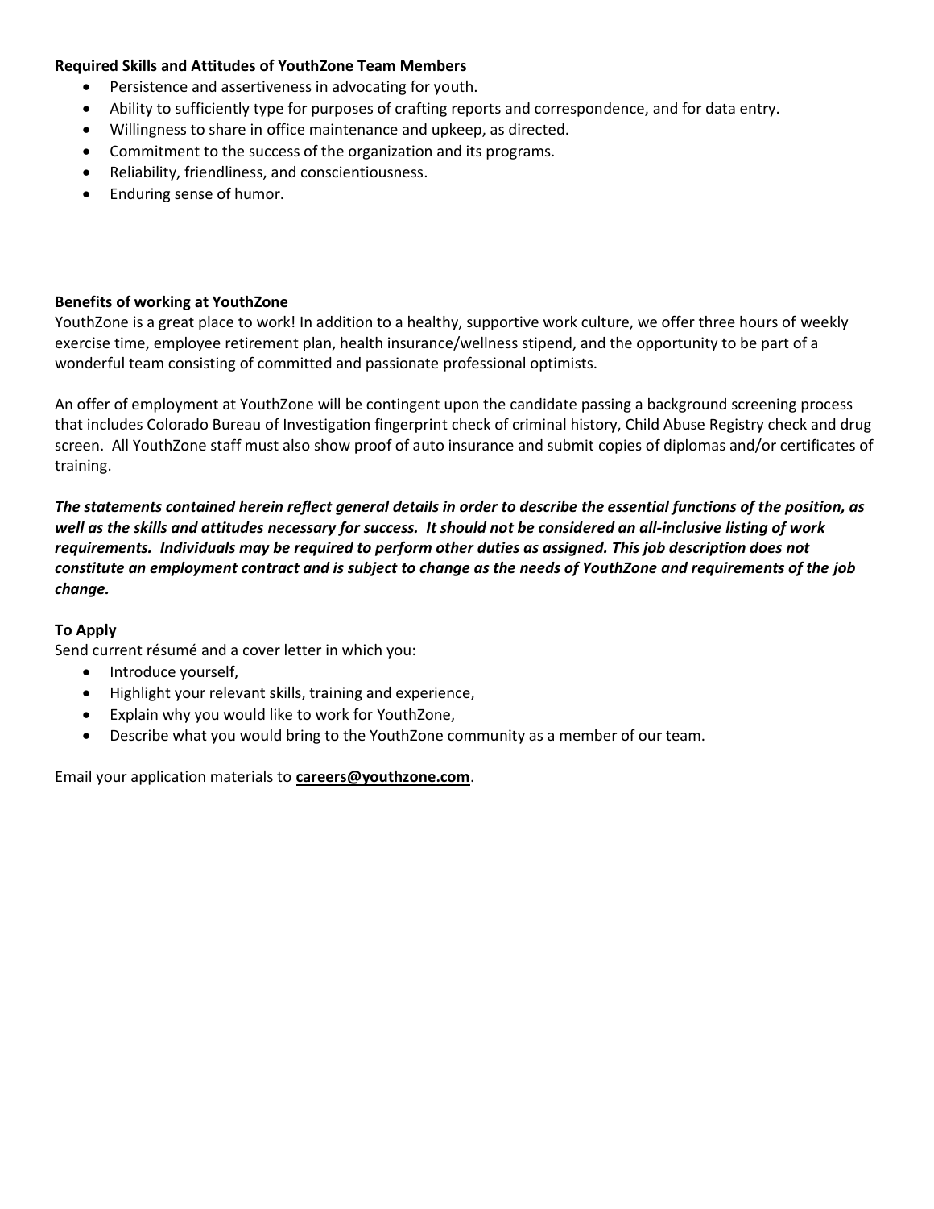**Required Skills and Attitudes of YouthZone Team Members**

- Persistence and assertiveness in advocating for youth.
- Ability to sufficiently type for purposes of crafting reports and correspondence, and for data entry.
- Willingness to share in office maintenance and upkeep, as directed.
- Commitment to the success of the organization and its programs.
- Reliability, friendliness, and conscientiousness.
- Enduring sense of humor.

**Benefits of working at YouthZone**

YouthZone is a great place to work! In addition to a healthy, supportive work culture, we offer three hours of weekly exercise time, employee retirement plan, health insurance/wellness stipend, and the opportunity to be part of a wonderful team consisting of committed and passionate professional optimists.

An offer of employment at YouthZone will be contingent upon the candidate passing a background screening process that includes Colorado Bureau of Investigation fingerprint check of criminal history, Child Abuse Registry check and drug screen. All YouthZone staff must also show proof of auto insurance and submit copies of diplomas and/or certificates of training.

***The statements contained herein reflect general details in order to describe the essential functions of the position, as well as the skills and attitudes necessary for success. It should not be considered an all-inclusive listing of work requirements. Individuals may be required to perform other duties as assigned. This job description does not constitute an employment contract and is subject to change as the needs of YouthZone and requirements of the job change.***

**To Apply**

Send current résumé and a cover letter in which you:

- Introduce yourself,
- Highlight your relevant skills, training and experience,
- Explain why you would like to work for YouthZone,
- Describe what you would bring to the YouthZone community as a member of our team.

Email your application materials to **careers@youthzone.com**.